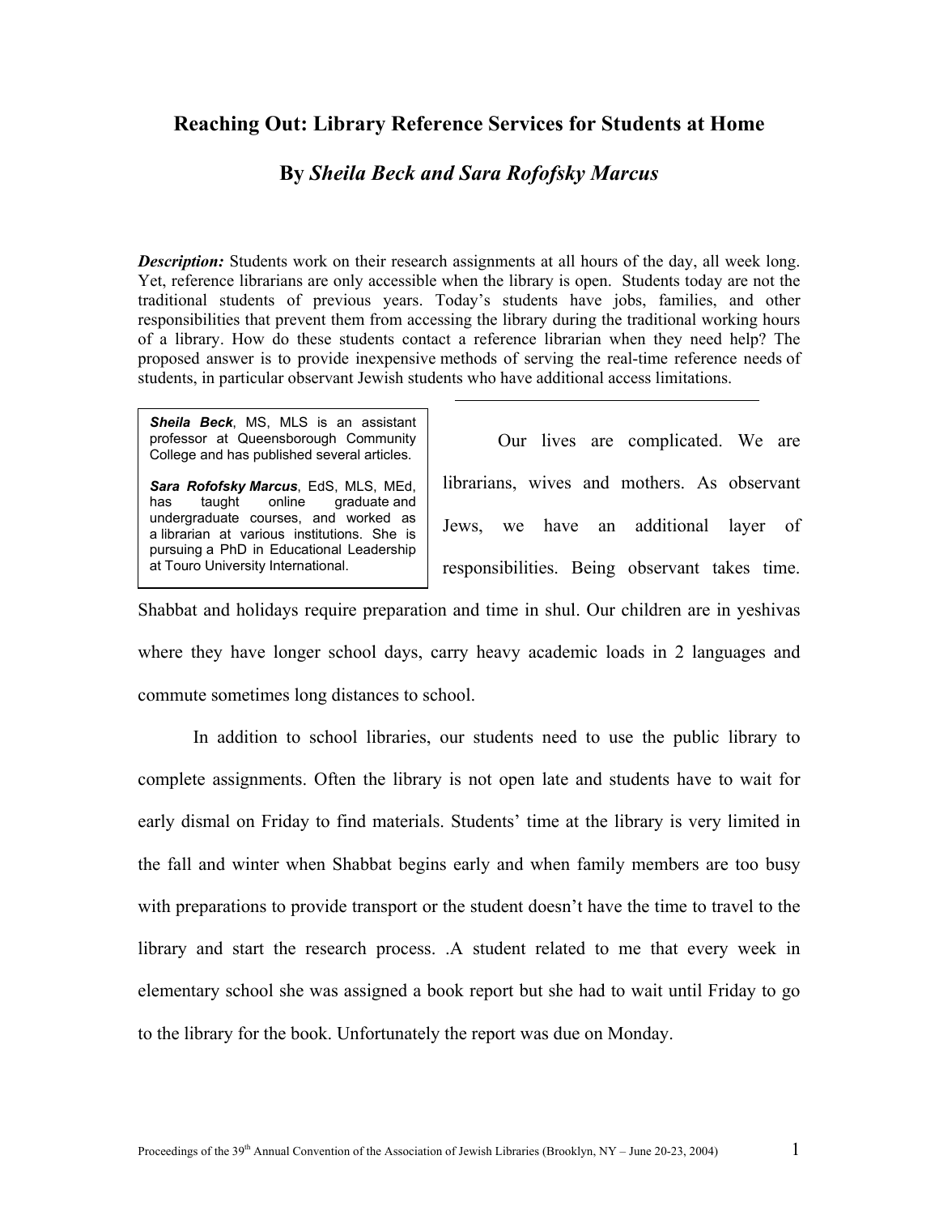# Reaching Out: Library Reference Services for Students at Home

## By *Sheila Beck and Sara Rofofsky Marcus*

***Description:*** Students work on their research assignments at all hours of the day, all week long. Yet, reference librarians are only accessible when the library is open. Students today are not the traditional students of previous years. Today's students have jobs, families, and other responsibilities that prevent them from accessing the library during the traditional working hours of a library. How do these students contact a reference librarian when they need help? The proposed answer is to provide inexpensive methods of serving the real-time reference needs of students, in particular observant Jewish students who have additional access limitations.

> ***Sheila Beck***, MS, MLS is an assistant professor at Queensborough Community College and has published several articles.
>
> ***Sara Rofofsky Marcus***, EdS, MLS, MEd, has taught online graduate and undergraduate courses, and worked as a librarian at various institutions. She is pursuing a PhD in Educational Leadership at Touro University International.

Our lives are complicated. We are librarians, wives and mothers. As observant Jews, we have an additional layer of responsibilities. Being observant takes time. Shabbat and holidays require preparation and time in shul. Our children are in yeshivas where they have longer school days, carry heavy academic loads in 2 languages and commute sometimes long distances to school.

In addition to school libraries, our students need to use the public library to complete assignments. Often the library is not open late and students have to wait for early dismal on Friday to find materials. Students' time at the library is very limited in the fall and winter when Shabbat begins early and when family members are too busy with preparations to provide transport or the student doesn't have the time to travel to the library and start the research process. .A student related to me that every week in elementary school she was assigned a book report but she had to wait until Friday to go to the library for the book. Unfortunately the report was due on Monday.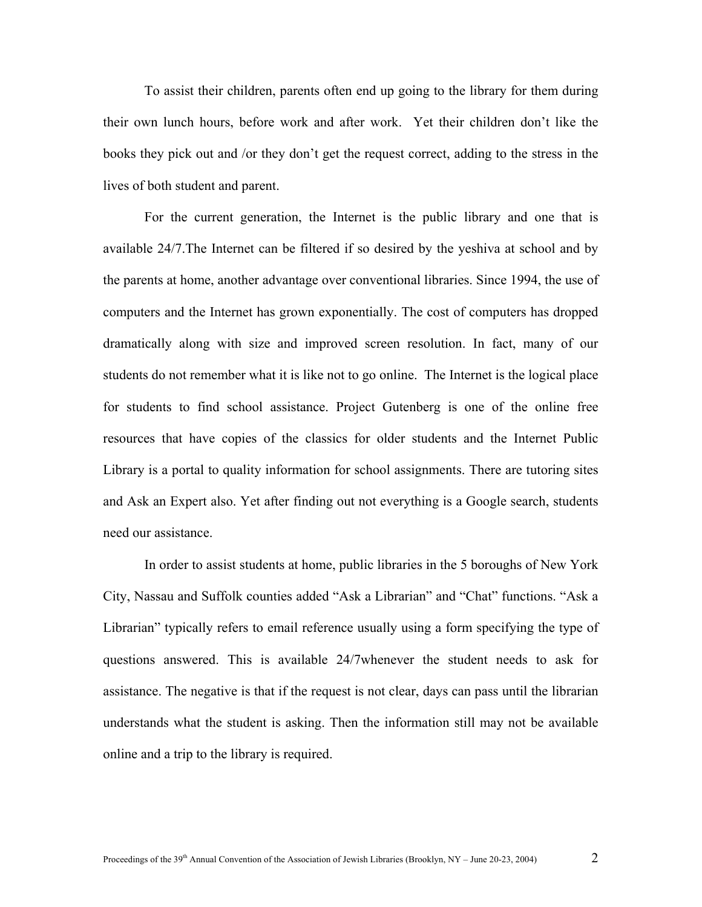To assist their children, parents often end up going to the library for them during their own lunch hours, before work and after work. Yet their children don't like the books they pick out and /or they don't get the request correct, adding to the stress in the lives of both student and parent.

For the current generation, the Internet is the public library and one that is available 24/7.The Internet can be filtered if so desired by the yeshiva at school and by the parents at home, another advantage over conventional libraries. Since 1994, the use of computers and the Internet has grown exponentially. The cost of computers has dropped dramatically along with size and improved screen resolution. In fact, many of our students do not remember what it is like not to go online. The Internet is the logical place for students to find school assistance. Project Gutenberg is one of the online free resources that have copies of the classics for older students and the Internet Public Library is a portal to quality information for school assignments. There are tutoring sites and Ask an Expert also. Yet after finding out not everything is a Google search, students need our assistance.

In order to assist students at home, public libraries in the 5 boroughs of New York City, Nassau and Suffolk counties added "Ask a Librarian" and "Chat" functions. "Ask a Librarian" typically refers to email reference usually using a form specifying the type of questions answered. This is available 24/7whenever the student needs to ask for assistance. The negative is that if the request is not clear, days can pass until the librarian understands what the student is asking. Then the information still may not be available online and a trip to the library is required.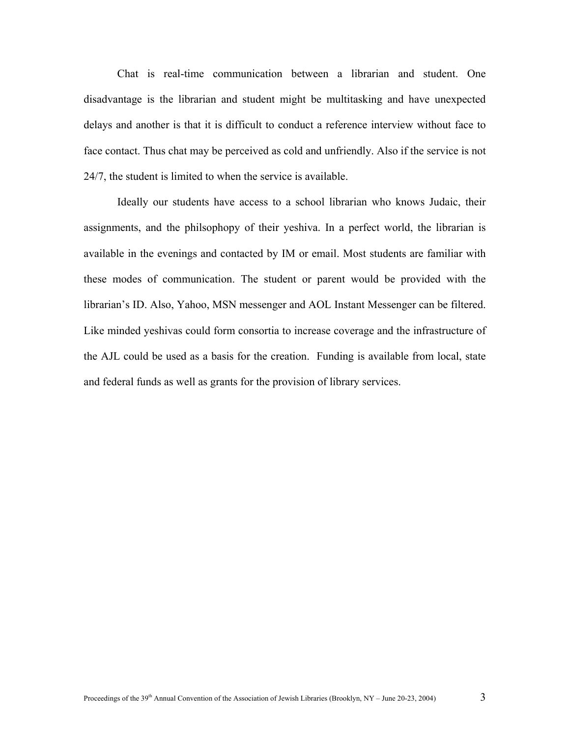Chat is real-time communication between a librarian and student. One disadvantage is the librarian and student might be multitasking and have unexpected delays and another is that it is difficult to conduct a reference interview without face to face contact. Thus chat may be perceived as cold and unfriendly. Also if the service is not 24/7, the student is limited to when the service is available.

Ideally our students have access to a school librarian who knows Judaic, their assignments, and the philsophopy of their yeshiva. In a perfect world, the librarian is available in the evenings and contacted by IM or email. Most students are familiar with these modes of communication. The student or parent would be provided with the librarian's ID. Also, Yahoo, MSN messenger and AOL Instant Messenger can be filtered. Like minded yeshivas could form consortia to increase coverage and the infrastructure of the AJL could be used as a basis for the creation. Funding is available from local, state and federal funds as well as grants for the provision of library services.